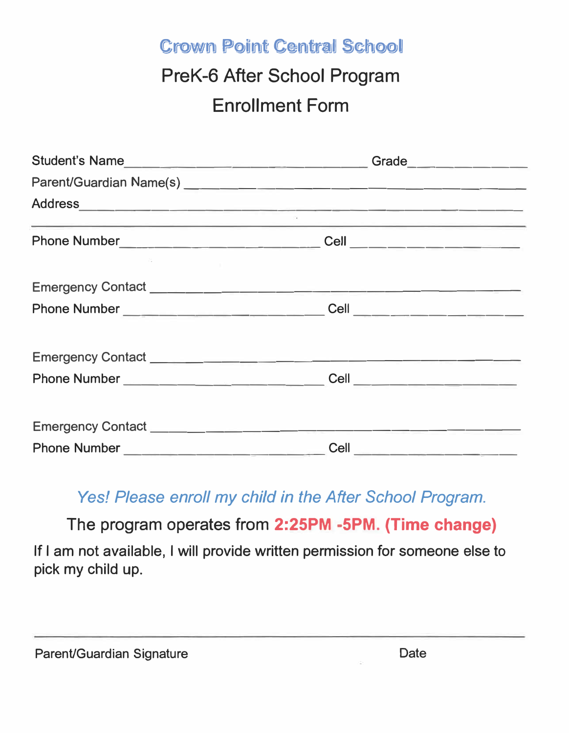# Crown Point Central School

## PreK-6 After School Program

## Enrollment Form

Student's Name______________________________ Grade______________

Parent/Guardian Name(s) ______________________________________

Address______________________________________________________

_____________________________________________________________

Phone Number__________________________ Cell __________________

Emergency Contact ____________________________________________

Phone Number __________________________ Cell __________________

Emergency Contact ____________________________________________

Phone Number __________________________ Cell __________________

Emergency Contact ____________________________________________

Phone Number __________________________ Cell __________________

*Yes! Please enroll my child in the After School Program.*

The program operates from **2:25PM -5PM. (Time change)**

If I am not available, I will provide written permission for someone else to pick my child up.

_____________________________________________________________

Parent/Guardian Signature                                        Date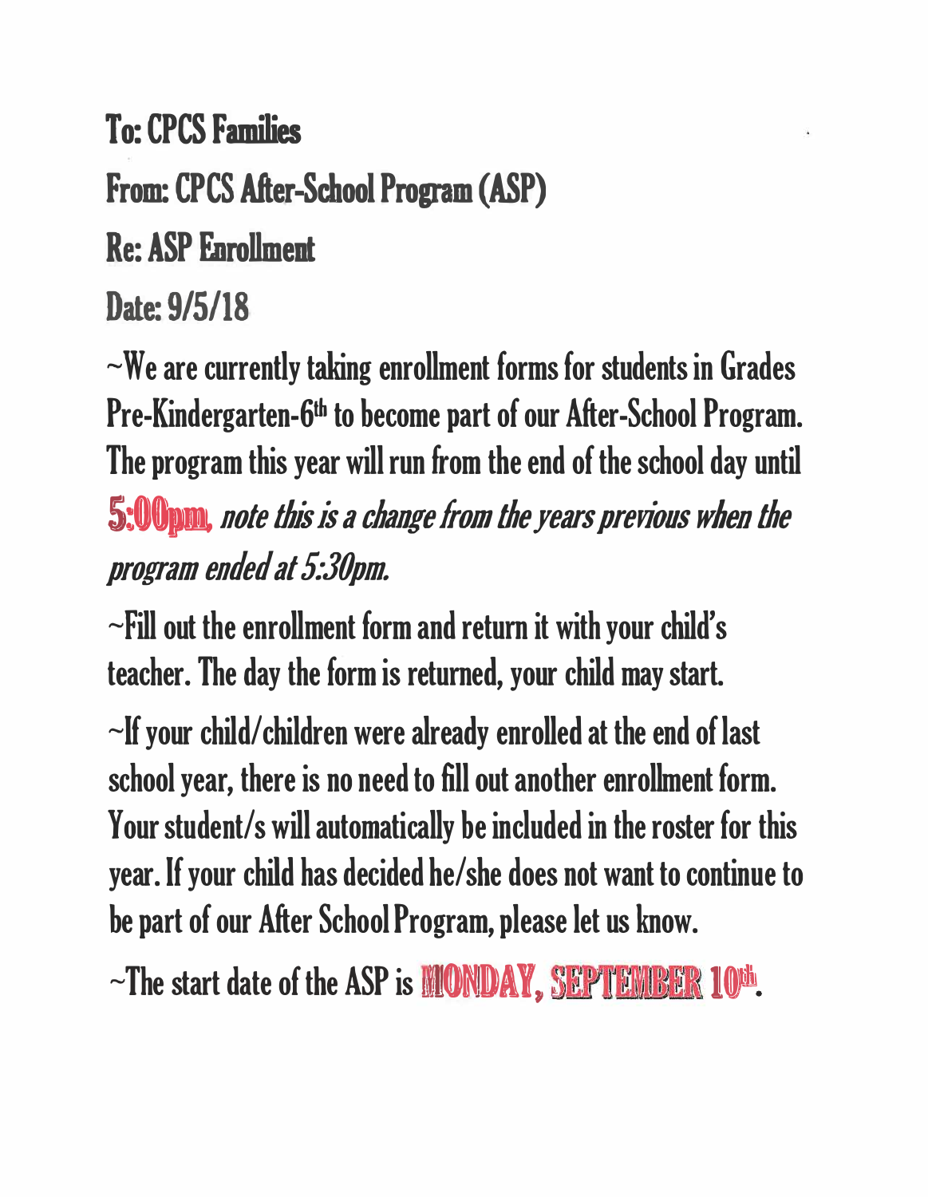**To: CPCS Families**

**From: CPCS After-School Program (ASP)**

**Re: ASP Enrollment**

**Date: 9/5/18**

~We are currently taking enrollment forms for students in Grades Pre-Kindergarten-6th to become part of our After-School Program. The program this year will run from the end of the school day until **5:00pm**, *note this is a change from the years previous when the program ended at 5:30pm.*

~Fill out the enrollment form and return it with your child's teacher. The day the form is returned, your child may start.

~If your child/children were already enrolled at the end of last school year, there is no need to fill out another enrollment form. Your student/s will automatically be included in the roster for this year. If your child has decided he/she does not want to continue to be part of our After School Program, please let us know.

~The start date of the ASP is **MONDAY, SEPTEMBER 10th**.